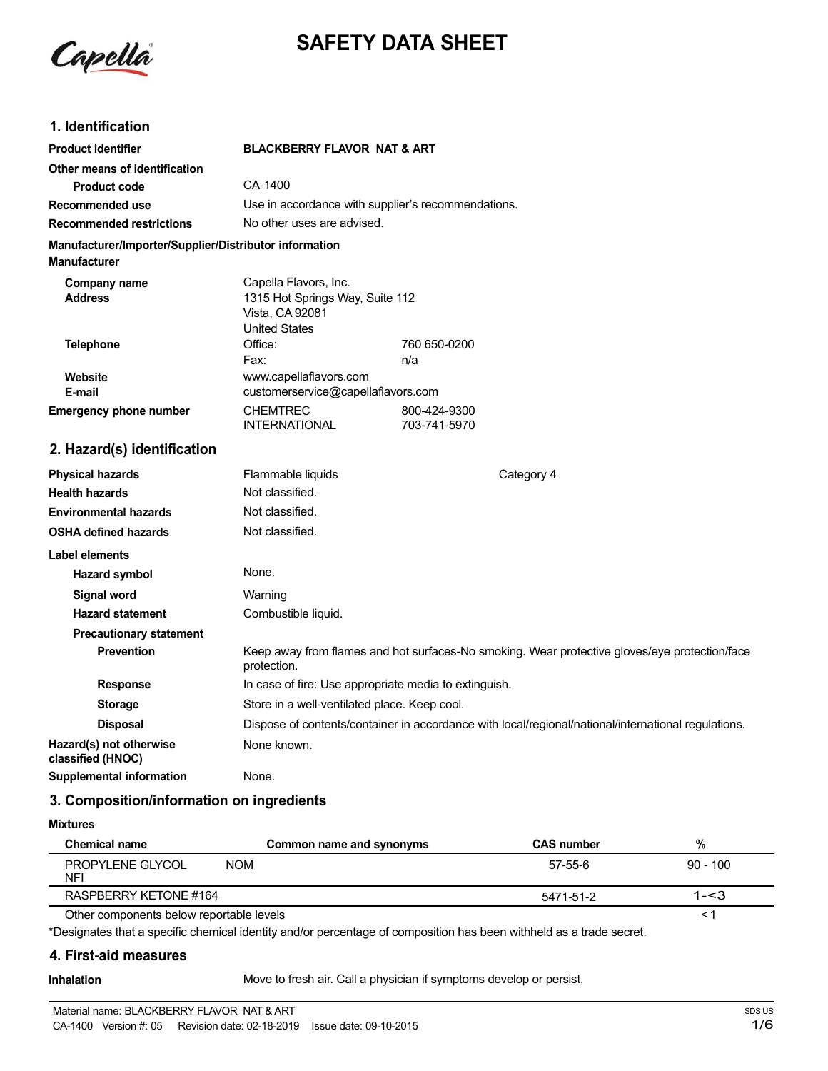# SAFETY DATA SHEET

## 1. Identification

| | | |
|---|---|---|
| **Product identifier** | **BLACKBERRY FLAVOR NAT & ART** | |
| **Other means of identification** | | |
| **Product code** | CA-1400 | |
| **Recommended use** | Use in accordance with supplier's recommendations. | |
| **Recommended restrictions** | No other uses are advised. | |

**Manufacturer/Importer/Supplier/Distributor information**

**Manufacturer**

| | | |
|---|---|---|
| **Company name** | Capella Flavors, Inc. | |
| **Address** | 1315 Hot Springs Way, Suite 112<br>Vista, CA 92081<br>United States | |
| **Telephone** | Office: | 760 650-0200 |
| | Fax: | n/a |
| **Website** | www.capellaflavors.com | |
| **E-mail** | customerservice@capellaflavors.com | |
| **Emergency phone number** | CHEMTREC | 800-424-9300 |
| | INTERNATIONAL | 703-741-5970 |

## 2. Hazard(s) identification

| | | |
|---|---|---|
| **Physical hazards** | Flammable liquids | Category 4 |
| **Health hazards** | Not classified. | |
| **Environmental hazards** | Not classified. | |
| **OSHA defined hazards** | Not classified. | |

**Label elements**

| | |
|---|---|
| **Hazard symbol** | None. |
| **Signal word** | Warning |
| **Hazard statement** | Combustible liquid. |
| **Precautionary statement** | |
| **Prevention** | Keep away from flames and hot surfaces-No smoking. Wear protective gloves/eye protection/face protection. |
| **Response** | In case of fire: Use appropriate media to extinguish. |
| **Storage** | Store in a well-ventilated place. Keep cool. |
| **Disposal** | Dispose of contents/container in accordance with local/regional/national/international regulations. |
| **Hazard(s) not otherwise classified (HNOC)** | None known. |
| **Supplemental information** | None. |

## 3. Composition/information on ingredients

**Mixtures**

| Chemical name | Common name and synonyms | CAS number | % |
|---|---|---|---|
| PROPYLENE GLYCOL NFI | NOM | 57-55-6 | 90 - 100 |
| RASPBERRY KETONE #164 | | 5471-51-2 | 1-<3 |
| Other components below reportable levels | | | <1 |

*Designates that a specific chemical identity and/or percentage of composition has been withheld as a trade secret.

## 4. First-aid measures

| | |
|---|---|
| **Inhalation** | Move to fresh air. Call a physician if symptoms develop or persist. |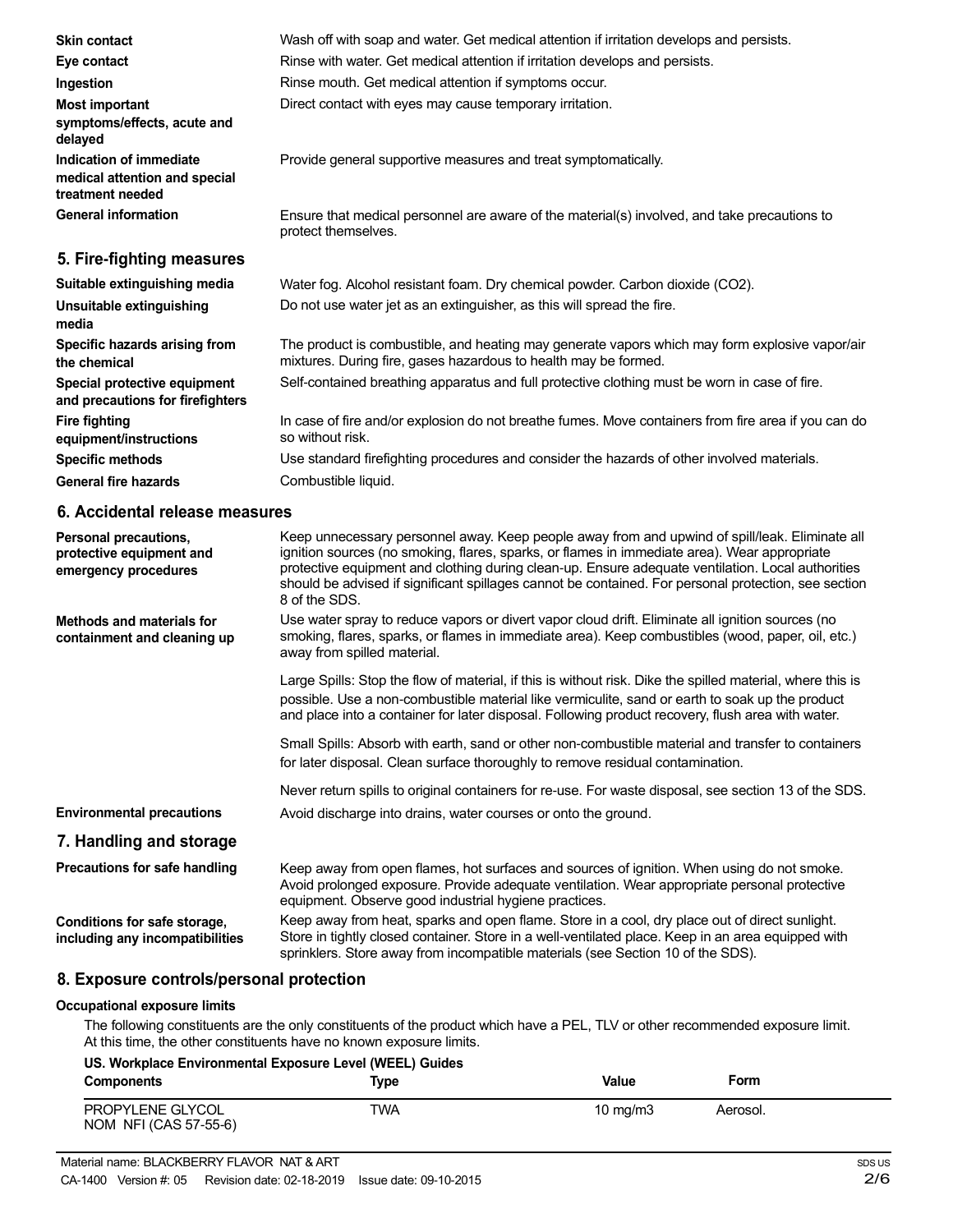| | |
|---|---|
| **Skin contact** | Wash off with soap and water. Get medical attention if irritation develops and persists. |
| **Eye contact** | Rinse with water. Get medical attention if irritation develops and persists. |
| **Ingestion** | Rinse mouth. Get medical attention if symptoms occur. |
| **Most important symptoms/effects, acute and delayed** | Direct contact with eyes may cause temporary irritation. |
| **Indication of immediate medical attention and special treatment needed** | Provide general supportive measures and treat symptomatically. |
| **General information** | Ensure that medical personnel are aware of the material(s) involved, and take precautions to protect themselves. |

## 5. Fire-fighting measures

| | |
|---|---|
| **Suitable extinguishing media** | Water fog. Alcohol resistant foam. Dry chemical powder. Carbon dioxide ($CO_2$). |
| **Unsuitable extinguishing media** | Do not use water jet as an extinguisher, as this will spread the fire. |
| **Specific hazards arising from the chemical** | The product is combustible, and heating may generate vapors which may form explosive vapor/air mixtures. During fire, gases hazardous to health may be formed. |
| **Special protective equipment and precautions for firefighters** | Self-contained breathing apparatus and full protective clothing must be worn in case of fire. |
| **Fire fighting equipment/instructions** | In case of fire and/or explosion do not breathe fumes. Move containers from fire area if you can do so without risk. |
| **Specific methods** | Use standard firefighting procedures and consider the hazards of other involved materials. |
| **General fire hazards** | Combustible liquid. |

## 6. Accidental release measures

**Personal precautions, protective equipment and emergency procedures**

Keep unnecessary personnel away. Keep people away from and upwind of spill/leak. Eliminate all ignition sources (no smoking, flares, sparks, or flames in immediate area). Wear appropriate protective equipment and clothing during clean-up. Ensure adequate ventilation. Local authorities should be advised if significant spillages cannot be contained. For personal protection, see section 8 of the SDS.

**Methods and materials for containment and cleaning up**

Use water spray to reduce vapors or divert vapor cloud drift. Eliminate all ignition sources (no smoking, flares, sparks, or flames in immediate area). Keep combustibles (wood, paper, oil, etc.) away from spilled material.

Large Spills: Stop the flow of material, if this is without risk. Dike the spilled material, where this is possible. Use a non-combustible material like vermiculite, sand or earth to soak up the product and place into a container for later disposal. Following product recovery, flush area with water.

Small Spills: Absorb with earth, sand or other non-combustible material and transfer to containers for later disposal. Clean surface thoroughly to remove residual contamination.

Never return spills to original containers for re-use. For waste disposal, see section 13 of the SDS.

**Environmental precautions**

Avoid discharge into drains, water courses or onto the ground.

## 7. Handling and storage

**Precautions for safe handling**

Keep away from open flames, hot surfaces and sources of ignition. When using do not smoke. Avoid prolonged exposure. Provide adequate ventilation. Wear appropriate personal protective equipment. Observe good industrial hygiene practices.

**Conditions for safe storage, including any incompatibilities**

Keep away from heat, sparks and open flame. Store in a cool, dry place out of direct sunlight. Store in tightly closed container. Store in a well-ventilated place. Keep in an area equipped with sprinklers. Store away from incompatible materials (see Section 10 of the SDS).

## 8. Exposure controls/personal protection

### Occupational exposure limits

The following constituents are the only constituents of the product which have a PEL, TLV or other recommended exposure limit. At this time, the other constituents have no known exposure limits.

**US. Workplace Environmental Exposure Level (WEEL) Guides**

| Components | Type | Value | Form |
|---|---|---|---|
| PROPYLENE GLYCOL NOM NFI (CAS 57-55-6) | TWA | 10 mg/m3 | Aerosol. |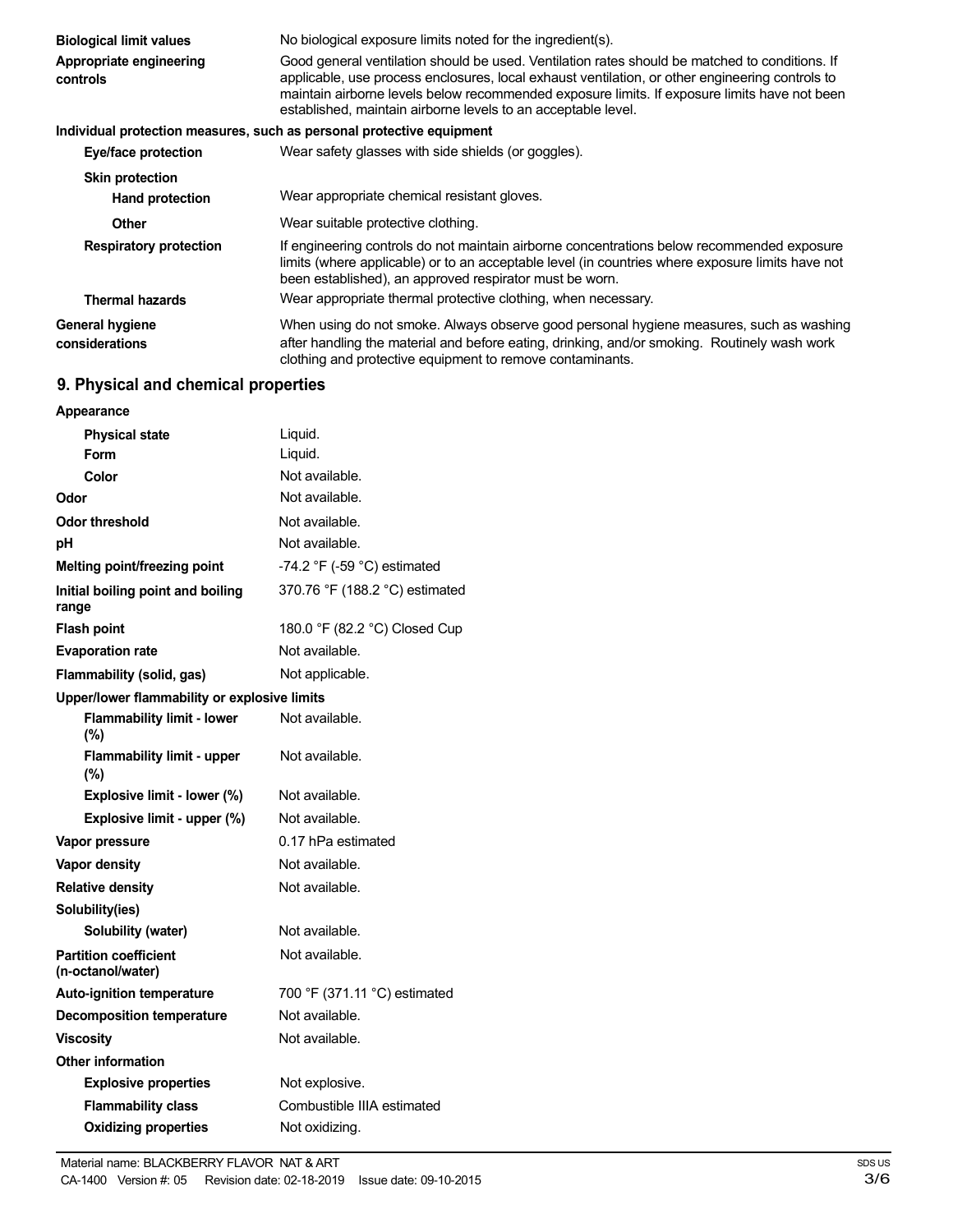| | |
|---|---|
| **Biological limit values** | No biological exposure limits noted for the ingredient(s). |
| **Appropriate engineering controls** | Good general ventilation should be used. Ventilation rates should be matched to conditions. If applicable, use process enclosures, local exhaust ventilation, or other engineering controls to maintain airborne levels below recommended exposure limits. If exposure limits have not been established, maintain airborne levels to an acceptable level. |

**Individual protection measures, such as personal protective equipment**

| | |
|---|---|
| **Eye/face protection** | Wear safety glasses with side shields (or goggles). |
| **Skin protection** | |
| **Hand protection** | Wear appropriate chemical resistant gloves. |
| **Other** | Wear suitable protective clothing. |
| **Respiratory protection** | If engineering controls do not maintain airborne concentrations below recommended exposure limits (where applicable) or to an acceptable level (in countries where exposure limits have not been established), an approved respirator must be worn. |
| **Thermal hazards** | Wear appropriate thermal protective clothing, when necessary. |
| **General hygiene considerations** | When using do not smoke. Always observe good personal hygiene measures, such as washing after handling the material and before eating, drinking, and/or smoking. Routinely wash work clothing and protective equipment to remove contaminants. |

## 9. Physical and chemical properties

| | |
|---|---|
| **Appearance** | |
| **Physical state** | Liquid. |
| **Form** | Liquid. |
| **Color** | Not available. |
| **Odor** | Not available. |
| **Odor threshold** | Not available. |
| **pH** | Not available. |
| **Melting point/freezing point** | -74.2 °F (-59 °C) estimated |
| **Initial boiling point and boiling range** | 370.76 °F (188.2 °C) estimated |
| **Flash point** | 180.0 °F (82.2 °C) Closed Cup |
| **Evaporation rate** | Not available. |
| **Flammability (solid, gas)** | Not applicable. |
| **Upper/lower flammability or explosive limits** | |
| **Flammability limit - lower (%)** | Not available. |
| **Flammability limit - upper (%)** | Not available. |
| **Explosive limit - lower (%)** | Not available. |
| **Explosive limit - upper (%)** | Not available. |
| **Vapor pressure** | 0.17 hPa estimated |
| **Vapor density** | Not available. |
| **Relative density** | Not available. |
| **Solubility(ies)** | |
| **Solubility (water)** | Not available. |
| **Partition coefficient (n-octanol/water)** | Not available. |
| **Auto-ignition temperature** | 700 °F (371.11 °C) estimated |
| **Decomposition temperature** | Not available. |
| **Viscosity** | Not available. |
| **Other information** | |
| **Explosive properties** | Not explosive. |
| **Flammability class** | Combustible IIIA estimated |
| **Oxidizing properties** | Not oxidizing. |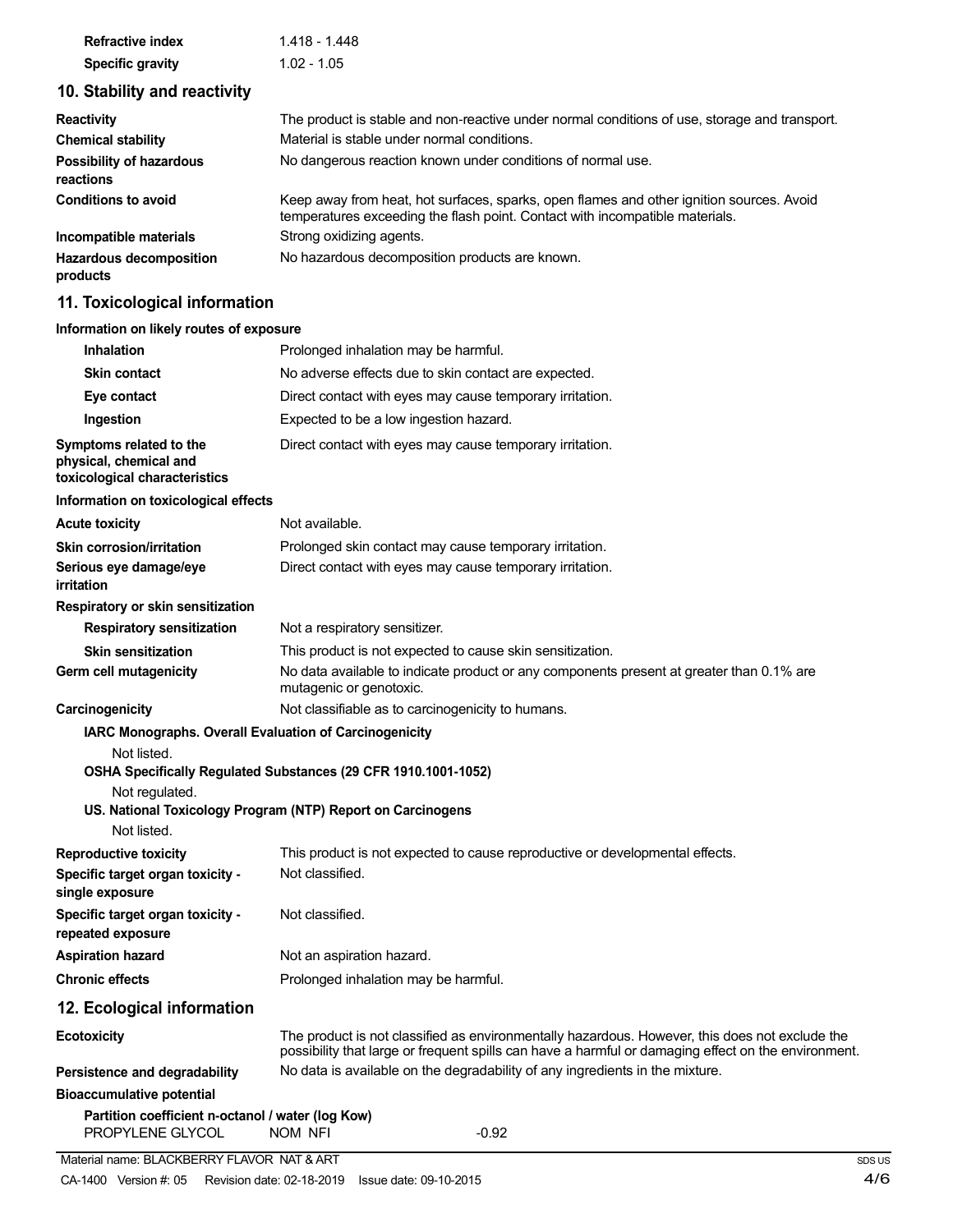| | |
|---|---|
| **Refractive index** | 1.418 - 1.448 |
| **Specific gravity** | 1.02 - 1.05 |

## 10. Stability and reactivity

| | |
|---|---|
| **Reactivity** | The product is stable and non-reactive under normal conditions of use, storage and transport. |
| **Chemical stability** | Material is stable under normal conditions. |
| **Possibility of hazardous reactions** | No dangerous reaction known under conditions of normal use. |
| **Conditions to avoid** | Keep away from heat, hot surfaces, sparks, open flames and other ignition sources. Avoid temperatures exceeding the flash point. Contact with incompatible materials. |
| **Incompatible materials** | Strong oxidizing agents. |
| **Hazardous decomposition products** | No hazardous decomposition products are known. |

## 11. Toxicological information

**Information on likely routes of exposure**

| | |
|---|---|
| **Inhalation** | Prolonged inhalation may be harmful. |
| **Skin contact** | No adverse effects due to skin contact are expected. |
| **Eye contact** | Direct contact with eyes may cause temporary irritation. |
| **Ingestion** | Expected to be a low ingestion hazard. |
| **Symptoms related to the physical, chemical and toxicological characteristics** | Direct contact with eyes may cause temporary irritation. |

**Information on toxicological effects**

| | |
|---|---|
| **Acute toxicity** | Not available. |
| **Skin corrosion/irritation** | Prolonged skin contact may cause temporary irritation. |
| **Serious eye damage/eye irritation** | Direct contact with eyes may cause temporary irritation. |

**Respiratory or skin sensitization**

| | |
|---|---|
| **Respiratory sensitization** | Not a respiratory sensitizer. |
| **Skin sensitization** | This product is not expected to cause skin sensitization. |
| **Germ cell mutagenicity** | No data available to indicate product or any components present at greater than 0.1% are mutagenic or genotoxic. |
| **Carcinogenicity** | Not classifiable as to carcinogenicity to humans. |

**IARC Monographs. Overall Evaluation of Carcinogenicity**

Not listed.

**OSHA Specifically Regulated Substances (29 CFR 1910.1001-1052)**

Not regulated.

**US. National Toxicology Program (NTP) Report on Carcinogens**

Not listed.

| | |
|---|---|
| **Reproductive toxicity** | This product is not expected to cause reproductive or developmental effects. |
| **Specific target organ toxicity - single exposure** | Not classified. |
| **Specific target organ toxicity - repeated exposure** | Not classified. |
| **Aspiration hazard** | Not an aspiration hazard. |
| **Chronic effects** | Prolonged inhalation may be harmful. |

## 12. Ecological information

| | |
|---|---|
| **Ecotoxicity** | The product is not classified as environmentally hazardous. However, this does not exclude the possibility that large or frequent spills can have a harmful or damaging effect on the environment. |
| **Persistence and degradability** | No data is available on the degradability of any ingredients in the mixture. |

**Bioaccumulative potential**

**Partition coefficient n-octanol / water (log Kow)**

| | | |
|---|---|---|
| PROPYLENE GLYCOL | NOM NFI | -0.92 |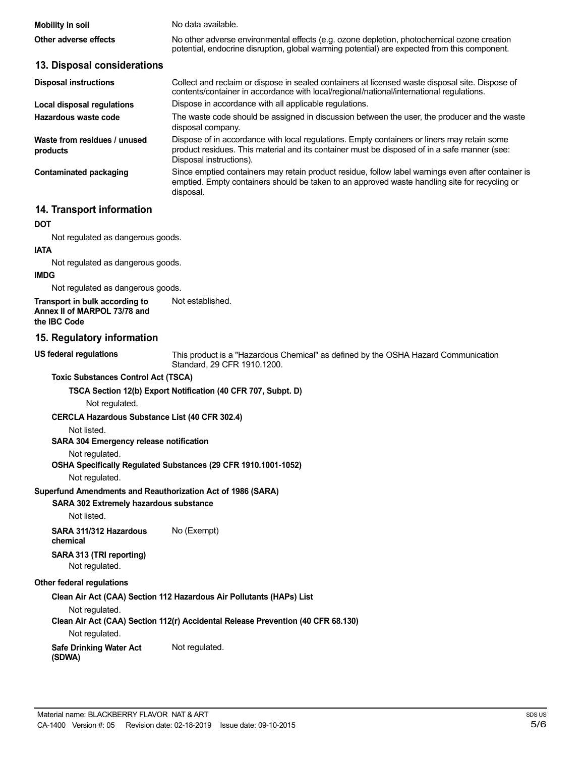| | |
|---|---|
| **Mobility in soil** | No data available. |
| **Other adverse effects** | No other adverse environmental effects (e.g. ozone depletion, photochemical ozone creation potential, endocrine disruption, global warming potential) are expected from this component. |

## 13. Disposal considerations

| | |
|---|---|
| **Disposal instructions** | Collect and reclaim or dispose in sealed containers at licensed waste disposal site. Dispose of contents/container in accordance with local/regional/national/international regulations. |
| **Local disposal regulations** | Dispose in accordance with all applicable regulations. |
| **Hazardous waste code** | The waste code should be assigned in discussion between the user, the producer and the waste disposal company. |
| **Waste from residues / unused products** | Dispose of in accordance with local regulations. Empty containers or liners may retain some product residues. This material and its container must be disposed of in a safe manner (see: Disposal instructions). |
| **Contaminated packaging** | Since emptied containers may retain product residue, follow label warnings even after container is emptied. Empty containers should be taken to an approved waste handling site for recycling or disposal. |

## 14. Transport information

**DOT**

Not regulated as dangerous goods.

**IATA**

Not regulated as dangerous goods.

**IMDG**

Not regulated as dangerous goods.

**Transport in bulk according to Annex II of MARPOL 73/78 and the IBC Code**: Not established.

## 15. Regulatory information

**US federal regulations**: This product is a "Hazardous Chemical" as defined by the OSHA Hazard Communication Standard, 29 CFR 1910.1200.

**Toxic Substances Control Act (TSCA)**

**TSCA Section 12(b) Export Notification (40 CFR 707, Subpt. D)**

Not regulated.

**CERCLA Hazardous Substance List (40 CFR 302.4)**

Not listed.

**SARA 304 Emergency release notification**

Not regulated.

**OSHA Specifically Regulated Substances (29 CFR 1910.1001-1052)**

Not regulated.

**Superfund Amendments and Reauthorization Act of 1986 (SARA)**

**SARA 302 Extremely hazardous substance**

Not listed.

**SARA 311/312 Hazardous chemical**: No (Exempt)

**SARA 313 (TRI reporting)**

Not regulated.

**Other federal regulations**

**Clean Air Act (CAA) Section 112 Hazardous Air Pollutants (HAPs) List**

Not regulated.

**Clean Air Act (CAA) Section 112(r) Accidental Release Prevention (40 CFR 68.130)**

Not regulated.

**Safe Drinking Water Act (SDWA)**: Not regulated.

Material name: BLACKBERRY FLAVOR NAT & ART

CA-1400 Version #: 05 Revision date: 02-18-2019 Issue date: 09-10-2015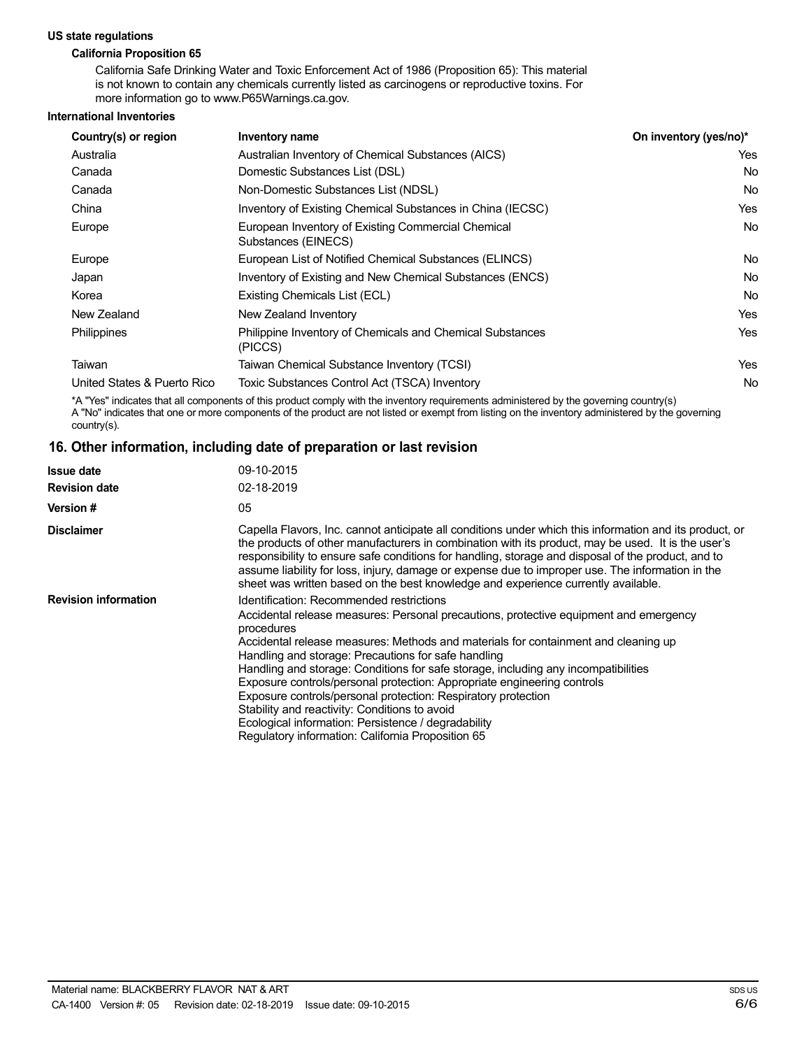**US state regulations**

**California Proposition 65**

California Safe Drinking Water and Toxic Enforcement Act of 1986 (Proposition 65): This material is not known to contain any chemicals currently listed as carcinogens or reproductive toxins. For more information go to www.P65Warnings.ca.gov.

**International Inventories**

| Country(s) or region | Inventory name | On inventory (yes/no)* |
|---|---|---|
| Australia | Australian Inventory of Chemical Substances (AICS) | Yes |
| Canada | Domestic Substances List (DSL) | No |
| Canada | Non-Domestic Substances List (NDSL) | No |
| China | Inventory of Existing Chemical Substances in China (IECSC) | Yes |
| Europe | European Inventory of Existing Commercial Chemical Substances (EINECS) | No |
| Europe | European List of Notified Chemical Substances (ELINCS) | No |
| Japan | Inventory of Existing and New Chemical Substances (ENCS) | No |
| Korea | Existing Chemicals List (ECL) | No |
| New Zealand | New Zealand Inventory | Yes |
| Philippines | Philippine Inventory of Chemicals and Chemical Substances (PICCS) | Yes |
| Taiwan | Taiwan Chemical Substance Inventory (TCSI) | Yes |
| United States & Puerto Rico | Toxic Substances Control Act (TSCA) Inventory | No |

*A "Yes" indicates that all components of this product comply with the inventory requirements administered by the governing country(s)
A "No" indicates that one or more components of the product are not listed or exempt from listing on the inventory administered by the governing country(s).

## 16. Other information, including date of preparation or last revision

| | |
|---|---|
| **Issue date** | 09-10-2015 |
| **Revision date** | 02-18-2019 |
| **Version #** | 05 |
| **Disclaimer** | Capella Flavors, Inc. cannot anticipate all conditions under which this information and its product, or the products of other manufacturers in combination with its product, may be used. It is the user's responsibility to ensure safe conditions for handling, storage and disposal of the product, and to assume liability for loss, injury, damage or expense due to improper use. The information in the sheet was written based on the best knowledge and experience currently available. |
| **Revision information** | Identification: Recommended restrictions<br>Accidental release measures: Personal precautions, protective equipment and emergency procedures<br>Accidental release measures: Methods and materials for containment and cleaning up<br>Handling and storage: Precautions for safe handling<br>Handling and storage: Conditions for safe storage, including any incompatibilities<br>Exposure controls/personal protection: Appropriate engineering controls<br>Exposure controls/personal protection: Respiratory protection<br>Stability and reactivity: Conditions to avoid<br>Ecological information: Persistence / degradability<br>Regulatory information: California Proposition 65 |